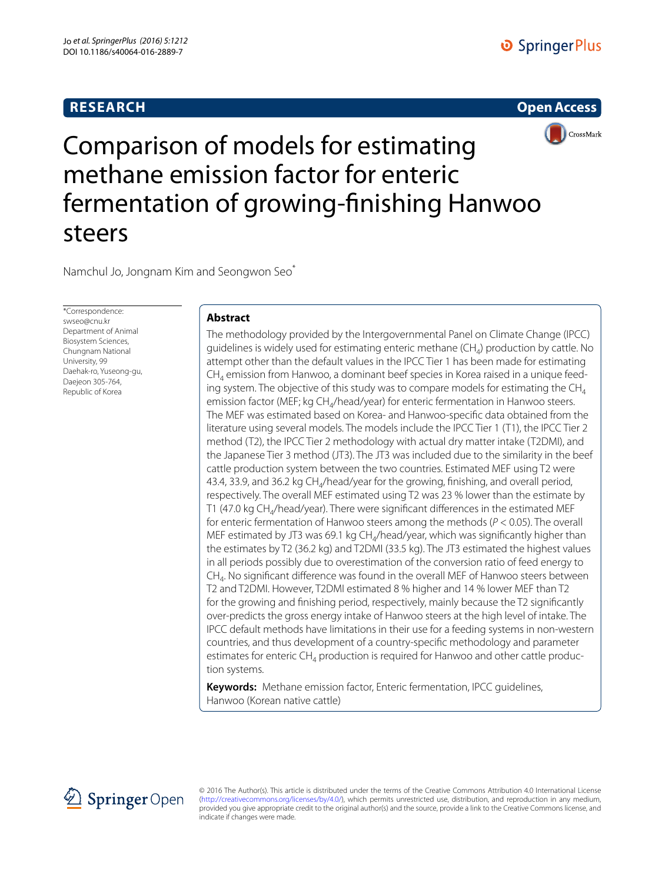RESEARCH

Open Access

# Comparison of models for estimating methane emission factor for enteric fermentation of growing-finishing Hanwoo steers

Namchul Jo, Jongnam Kim and Seongwon Seo*

*Correspondence: swseo@cnu.kr
Department of Animal Biosystem Sciences, Chungnam National University, 99 Daehak-ro, Yuseong-gu, Daejeon 305-764, Republic of Korea

## Abstract

The methodology provided by the Intergovernmental Panel on Climate Change (IPCC) guidelines is widely used for estimating enteric methane ($CH_4$) production by cattle. No attempt other than the default values in the IPCC Tier 1 has been made for estimating $CH_4$ emission from Hanwoo, a dominant beef species in Korea raised in a unique feeding system. The objective of this study was to compare models for estimating the $CH_4$ emission factor (MEF; kg $CH_4$/head/year) for enteric fermentation in Hanwoo steers. The MEF was estimated based on Korea- and Hanwoo-specific data obtained from the literature using several models. The models include the IPCC Tier 1 (T1), the IPCC Tier 2 method (T2), the IPCC Tier 2 methodology with actual dry matter intake (T2DMI), and the Japanese Tier 3 method (JT3). The JT3 was included due to the similarity in the beef cattle production system between the two countries. Estimated MEF using T2 were 43.4, 33.9, and 36.2 kg $CH_4$/head/year for the growing, finishing, and overall period, respectively. The overall MEF estimated using T2 was 23 % lower than the estimate by T1 (47.0 kg $CH_4$/head/year). There were significant differences in the estimated MEF for enteric fermentation of Hanwoo steers among the methods ($P < 0.05$). The overall MEF estimated by JT3 was 69.1 kg $CH_4$/head/year, which was significantly higher than the estimates by T2 (36.2 kg) and T2DMI (33.5 kg). The JT3 estimated the highest values in all periods possibly due to overestimation of the conversion ratio of feed energy to $CH_4$. No significant difference was found in the overall MEF of Hanwoo steers between T2 and T2DMI. However, T2DMI estimated 8 % higher and 14 % lower MEF than T2 for the growing and finishing period, respectively, mainly because the T2 significantly over-predicts the gross energy intake of Hanwoo steers at the high level of intake. The IPCC default methods have limitations in their use for a feeding systems in non-western countries, and thus development of a country-specific methodology and parameter estimates for enteric $CH_4$ production is required for Hanwoo and other cattle production systems.

**Keywords:** Methane emission factor, Enteric fermentation, IPCC guidelines, Hanwoo (Korean native cattle)

© 2016 The Author(s). This article is distributed under the terms of the Creative Commons Attribution 4.0 International License (http://creativecommons.org/licenses/by/4.0/), which permits unrestricted use, distribution, and reproduction in any medium, provided you give appropriate credit to the original author(s) and the source, provide a link to the Creative Commons license, and indicate if changes were made.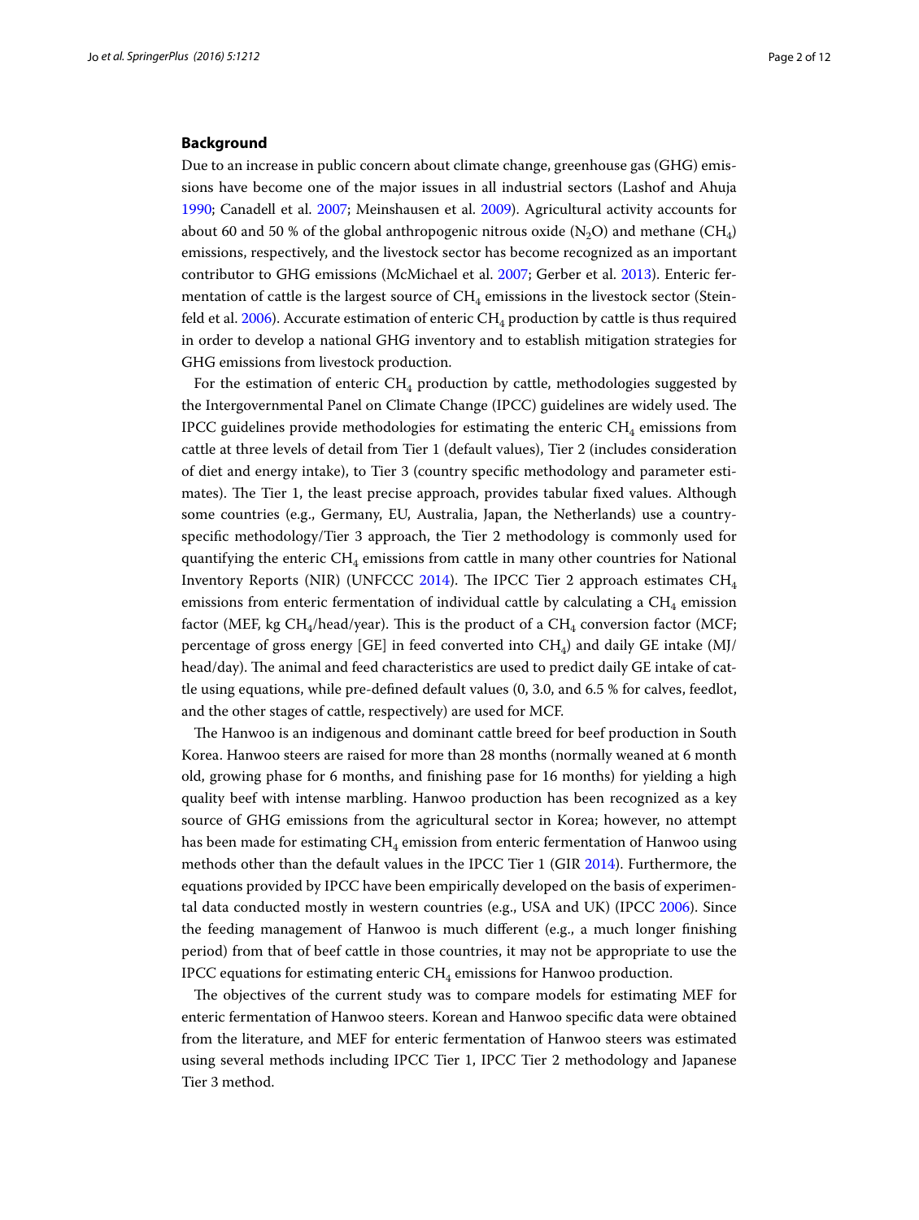## Background

Due to an increase in public concern about climate change, greenhouse gas (GHG) emissions have become one of the major issues in all industrial sectors (Lashof and Ahuja 1990; Canadell et al. 2007; Meinshausen et al. 2009). Agricultural activity accounts for about 60 and 50 % of the global anthropogenic nitrous oxide ($N_2O$) and methane ($CH_4$) emissions, respectively, and the livestock sector has become recognized as an important contributor to GHG emissions (McMichael et al. 2007; Gerber et al. 2013). Enteric fermentation of cattle is the largest source of $CH_4$ emissions in the livestock sector (Steinfeld et al. 2006). Accurate estimation of enteric $CH_4$ production by cattle is thus required in order to develop a national GHG inventory and to establish mitigation strategies for GHG emissions from livestock production.

For the estimation of enteric $CH_4$ production by cattle, methodologies suggested by the Intergovernmental Panel on Climate Change (IPCC) guidelines are widely used. The IPCC guidelines provide methodologies for estimating the enteric $CH_4$ emissions from cattle at three levels of detail from Tier 1 (default values), Tier 2 (includes consideration of diet and energy intake), to Tier 3 (country specific methodology and parameter estimates). The Tier 1, the least precise approach, provides tabular fixed values. Although some countries (e.g., Germany, EU, Australia, Japan, the Netherlands) use a country-specific methodology/Tier 3 approach, the Tier 2 methodology is commonly used for quantifying the enteric $CH_4$ emissions from cattle in many other countries for National Inventory Reports (NIR) (UNFCCC 2014). The IPCC Tier 2 approach estimates $CH_4$ emissions from enteric fermentation of individual cattle by calculating a $CH_4$ emission factor (MEF, kg $CH_4$/head/year). This is the product of a $CH_4$ conversion factor (MCF; percentage of gross energy [GE] in feed converted into $CH_4$) and daily GE intake (MJ/head/day). The animal and feed characteristics are used to predict daily GE intake of cattle using equations, while pre-defined default values (0, 3.0, and 6.5 % for calves, feedlot, and the other stages of cattle, respectively) are used for MCF.

The Hanwoo is an indigenous and dominant cattle breed for beef production in South Korea. Hanwoo steers are raised for more than 28 months (normally weaned at 6 month old, growing phase for 6 months, and finishing pase for 16 months) for yielding a high quality beef with intense marbling. Hanwoo production has been recognized as a key source of GHG emissions from the agricultural sector in Korea; however, no attempt has been made for estimating $CH_4$ emission from enteric fermentation of Hanwoo using methods other than the default values in the IPCC Tier 1 (GIR 2014). Furthermore, the equations provided by IPCC have been empirically developed on the basis of experimental data conducted mostly in western countries (e.g., USA and UK) (IPCC 2006). Since the feeding management of Hanwoo is much different (e.g., a much longer finishing period) from that of beef cattle in those countries, it may not be appropriate to use the IPCC equations for estimating enteric $CH_4$ emissions for Hanwoo production.

The objectives of the current study was to compare models for estimating MEF for enteric fermentation of Hanwoo steers. Korean and Hanwoo specific data were obtained from the literature, and MEF for enteric fermentation of Hanwoo steers was estimated using several methods including IPCC Tier 1, IPCC Tier 2 methodology and Japanese Tier 3 method.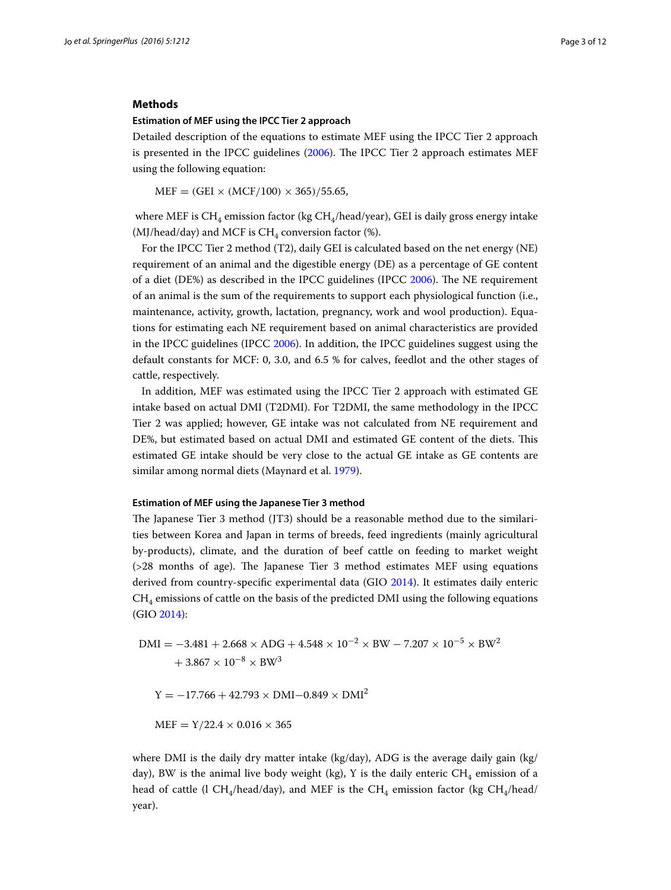## Methods

### Estimation of MEF using the IPCC Tier 2 approach

Detailed description of the equations to estimate MEF using the IPCC Tier 2 approach is presented in the IPCC guidelines (2006). The IPCC Tier 2 approach estimates MEF using the following equation:

$$\text{MEF} = (\text{GEI} \times (\text{MCF}/100) \times 365)/55.65,$$

where MEF is $CH_4$ emission factor (kg $CH_4$/head/year), GEI is daily gross energy intake (MJ/head/day) and MCF is $CH_4$ conversion factor (%).

For the IPCC Tier 2 method (T2), daily GEI is calculated based on the net energy (NE) requirement of an animal and the digestible energy (DE) as a percentage of GE content of a diet (DE%) as described in the IPCC guidelines (IPCC 2006). The NE requirement of an animal is the sum of the requirements to support each physiological function (i.e., maintenance, activity, growth, lactation, pregnancy, work and wool production). Equations for estimating each NE requirement based on animal characteristics are provided in the IPCC guidelines (IPCC 2006). In addition, the IPCC guidelines suggest using the default constants for MCF: 0, 3.0, and 6.5 % for calves, feedlot and the other stages of cattle, respectively.

In addition, MEF was estimated using the IPCC Tier 2 approach with estimated GE intake based on actual DMI (T2DMI). For T2DMI, the same methodology in the IPCC Tier 2 was applied; however, GE intake was not calculated from NE requirement and DE%, but estimated based on actual DMI and estimated GE content of the diets. This estimated GE intake should be very close to the actual GE intake as GE contents are similar among normal diets (Maynard et al. 1979).

### Estimation of MEF using the Japanese Tier 3 method

The Japanese Tier 3 method (JT3) should be a reasonable method due to the similarities between Korea and Japan in terms of breeds, feed ingredients (mainly agricultural by-products), climate, and the duration of beef cattle on feeding to market weight (>28 months of age). The Japanese Tier 3 method estimates MEF using equations derived from country-specific experimental data (GIO 2014). It estimates daily enteric $CH_4$ emissions of cattle on the basis of the predicted DMI using the following equations (GIO 2014):

$$\text{DMI} = -3.481 + 2.668 \times \text{ADG} + 4.548 \times 10^{-2} \times \text{BW} - 7.207 \times 10^{-5} \times \text{BW}^2 + 3.867 \times 10^{-8} \times \text{BW}^3$$

$$\text{Y} = -17.766 + 42.793 \times \text{DMI} - 0.849 \times \text{DMI}^2$$

$$\text{MEF} = \text{Y}/22.4 \times 0.016 \times 365$$

where DMI is the daily dry matter intake (kg/day), ADG is the average daily gain (kg/day), BW is the animal live body weight (kg), Y is the daily enteric $CH_4$ emission of a head of cattle (l $CH_4$/head/day), and MEF is the $CH_4$ emission factor (kg $CH_4$/head/year).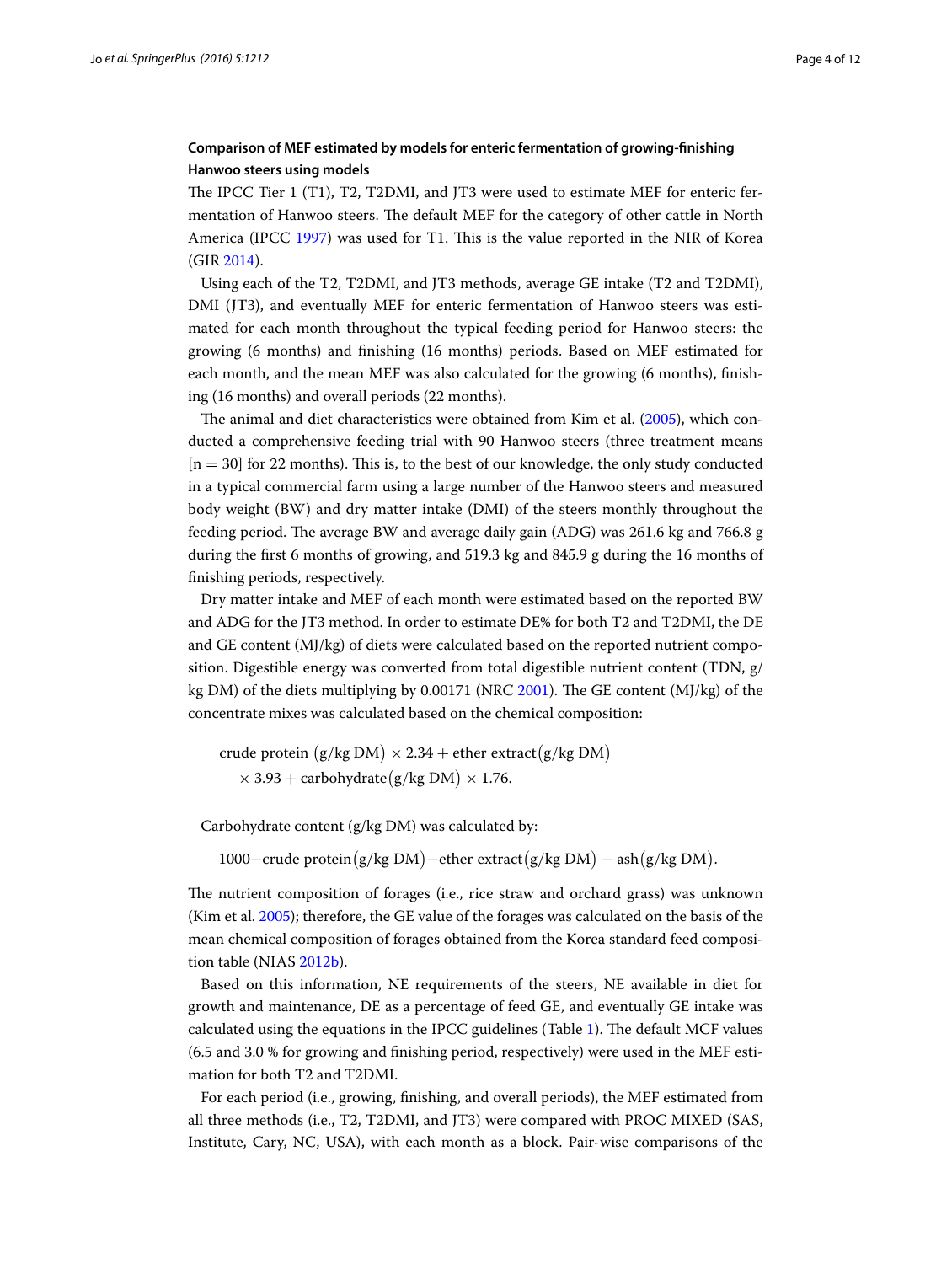**Comparison of MEF estimated by models for enteric fermentation of growing-finishing Hanwoo steers using models**

The IPCC Tier 1 (T1), T2, T2DMI, and JT3 were used to estimate MEF for enteric fermentation of Hanwoo steers. The default MEF for the category of other cattle in North America (IPCC 1997) was used for T1. This is the value reported in the NIR of Korea (GIR 2014).

Using each of the T2, T2DMI, and JT3 methods, average GE intake (T2 and T2DMI), DMI (JT3), and eventually MEF for enteric fermentation of Hanwoo steers was estimated for each month throughout the typical feeding period for Hanwoo steers: the growing (6 months) and finishing (16 months) periods. Based on MEF estimated for each month, and the mean MEF was also calculated for the growing (6 months), finishing (16 months) and overall periods (22 months).

The animal and diet characteristics were obtained from Kim et al. (2005), which conducted a comprehensive feeding trial with 90 Hanwoo steers (three treatment means [n = 30] for 22 months). This is, to the best of our knowledge, the only study conducted in a typical commercial farm using a large number of the Hanwoo steers and measured body weight (BW) and dry matter intake (DMI) of the steers monthly throughout the feeding period. The average BW and average daily gain (ADG) was 261.6 kg and 766.8 g during the first 6 months of growing, and 519.3 kg and 845.9 g during the 16 months of finishing periods, respectively.

Dry matter intake and MEF of each month were estimated based on the reported BW and ADG for the JT3 method. In order to estimate DE% for both T2 and T2DMI, the DE and GE content (MJ/kg) of diets were calculated based on the reported nutrient composition. Digestible energy was converted from total digestible nutrient content (TDN, g/kg DM) of the diets multiplying by 0.00171 (NRC 2001). The GE content (MJ/kg) of the concentrate mixes was calculated based on the chemical composition:

$$\text{crude protein}\left(\text{g/kg DM}\right) \times 2.34 + \text{ether extract}\left(\text{g/kg DM}\right) \times 3.93 + \text{carbohydrate}\left(\text{g/kg DM}\right) \times 1.76.$$

Carbohydrate content (g/kg DM) was calculated by:

$$1000 - \text{crude protein}\left(\text{g/kg DM}\right) - \text{ether extract}\left(\text{g/kg DM}\right) - \text{ash}\left(\text{g/kg DM}\right).$$

The nutrient composition of forages (i.e., rice straw and orchard grass) was unknown (Kim et al. 2005); therefore, the GE value of the forages was calculated on the basis of the mean chemical composition of forages obtained from the Korea standard feed composition table (NIAS 2012b).

Based on this information, NE requirements of the steers, NE available in diet for growth and maintenance, DE as a percentage of feed GE, and eventually GE intake was calculated using the equations in the IPCC guidelines (Table 1). The default MCF values (6.5 and 3.0 % for growing and finishing period, respectively) were used in the MEF estimation for both T2 and T2DMI.

For each period (i.e., growing, finishing, and overall periods), the MEF estimated from all three methods (i.e., T2, T2DMI, and JT3) were compared with PROC MIXED (SAS, Institute, Cary, NC, USA), with each month as a block. Pair-wise comparisons of the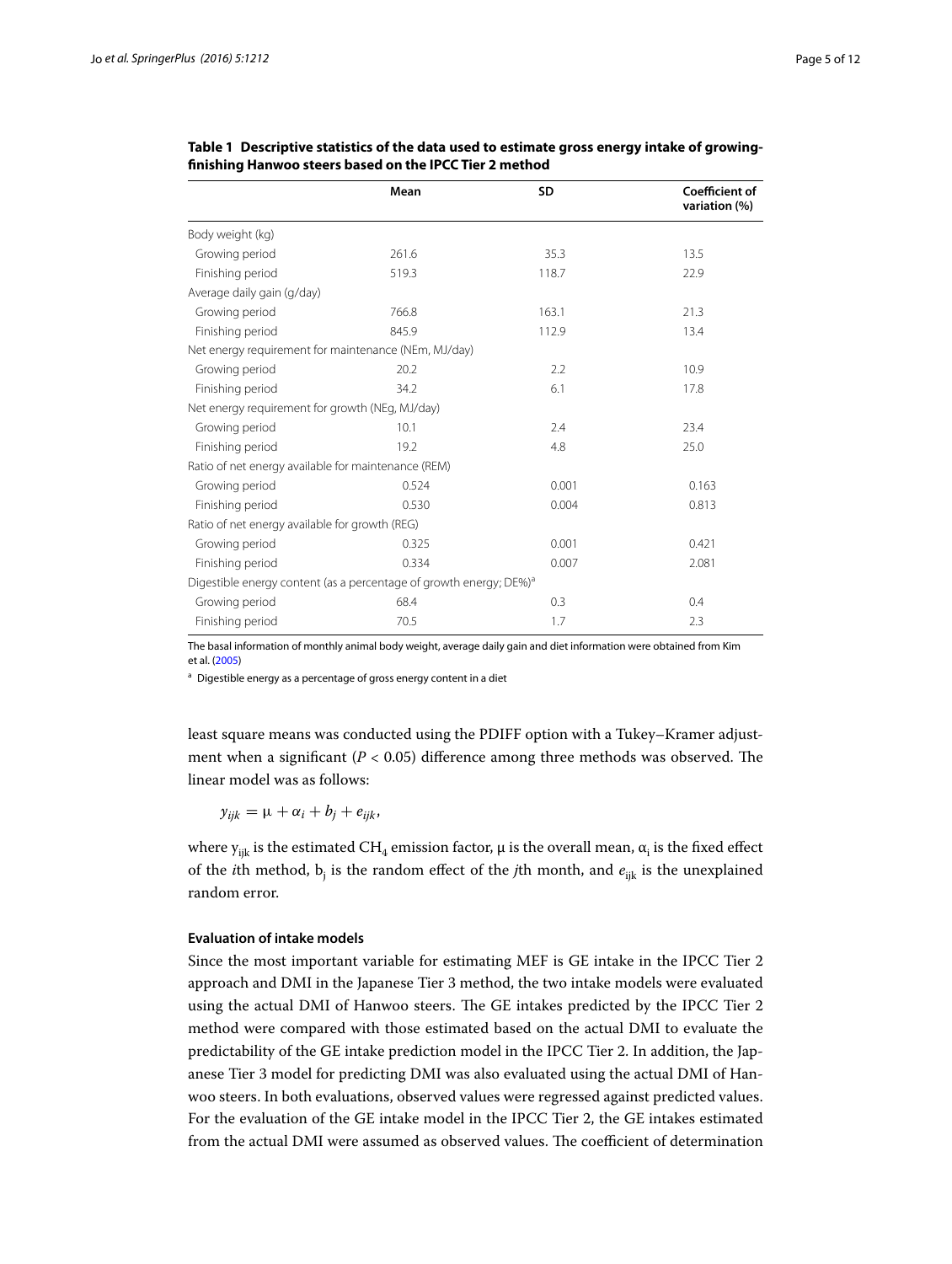**Table 1 Descriptive statistics of the data used to estimate gross energy intake of growing-finishing Hanwoo steers based on the IPCC Tier 2 method**

| | Mean | SD | Coefficient of variation (%) |
|---|---|---|---|
| Body weight (kg) | | | |
| Growing period | 261.6 | 35.3 | 13.5 |
| Finishing period | 519.3 | 118.7 | 22.9 |
| Average daily gain (g/day) | | | |
| Growing period | 766.8 | 163.1 | 21.3 |
| Finishing period | 845.9 | 112.9 | 13.4 |
| Net energy requirement for maintenance (NEm, MJ/day) | | | |
| Growing period | 20.2 | 2.2 | 10.9 |
| Finishing period | 34.2 | 6.1 | 17.8 |
| Net energy requirement for growth (NEg, MJ/day) | | | |
| Growing period | 10.1 | 2.4 | 23.4 |
| Finishing period | 19.2 | 4.8 | 25.0 |
| Ratio of net energy available for maintenance (REM) | | | |
| Growing period | 0.524 | 0.001 | 0.163 |
| Finishing period | 0.530 | 0.004 | 0.813 |
| Ratio of net energy available for growth (REG) | | | |
| Growing period | 0.325 | 0.001 | 0.421 |
| Finishing period | 0.334 | 0.007 | 2.081 |
| Digestible energy content (as a percentage of growth energy; DE%)[a] | | | |
| Growing period | 68.4 | 0.3 | 0.4 |
| Finishing period | 70.5 | 1.7 | 2.3 |

The basal information of monthly animal body weight, average daily gain and diet information were obtained from Kim et al. (2005)

[a] Digestible energy as a percentage of gross energy content in a diet

least square means was conducted using the PDIFF option with a Tukey–Kramer adjustment when a significant ($P < 0.05$) difference among three methods was observed. The linear model was as follows:

$$y_{ijk} = \mu + \alpha_i + b_j + e_{ijk},$$

where $y_{ijk}$ is the estimated $CH_4$ emission factor, $\mu$ is the overall mean, $\alpha_i$ is the fixed effect of the *i*th method, $b_j$ is the random effect of the *j*th month, and $e_{ijk}$ is the unexplained random error.

### Evaluation of intake models

Since the most important variable for estimating MEF is GE intake in the IPCC Tier 2 approach and DMI in the Japanese Tier 3 method, the two intake models were evaluated using the actual DMI of Hanwoo steers. The GE intakes predicted by the IPCC Tier 2 method were compared with those estimated based on the actual DMI to evaluate the predictability of the GE intake prediction model in the IPCC Tier 2. In addition, the Japanese Tier 3 model for predicting DMI was also evaluated using the actual DMI of Hanwoo steers. In both evaluations, observed values were regressed against predicted values. For the evaluation of the GE intake model in the IPCC Tier 2, the GE intakes estimated from the actual DMI were assumed as observed values. The coefficient of determination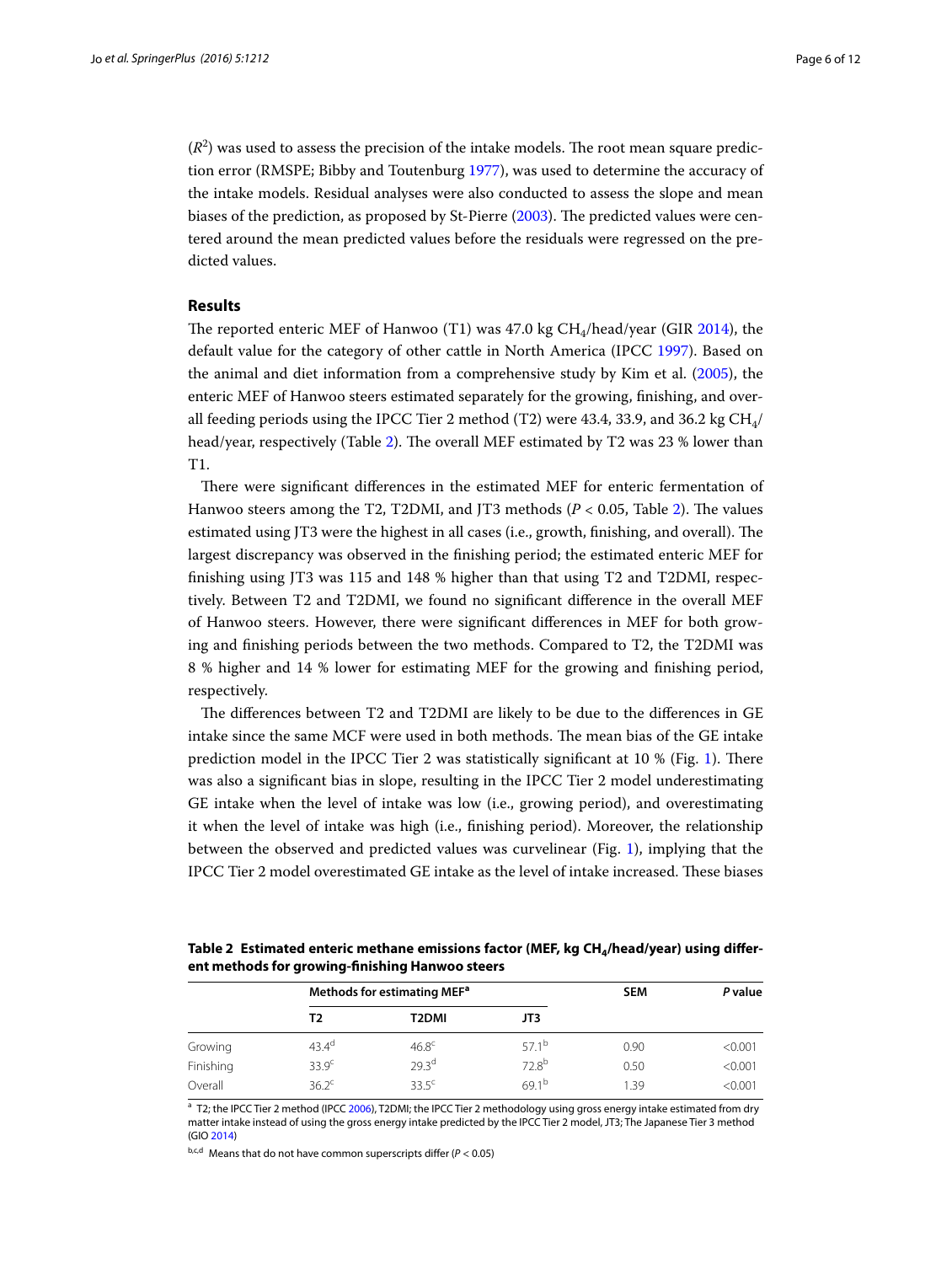($R^2$) was used to assess the precision of the intake models. The root mean square prediction error (RMSPE; Bibby and Toutenburg 1977), was used to determine the accuracy of the intake models. Residual analyses were also conducted to assess the slope and mean biases of the prediction, as proposed by St-Pierre (2003). The predicted values were centered around the mean predicted values before the residuals were regressed on the predicted values.

## Results

The reported enteric MEF of Hanwoo (T1) was 47.0 kg $CH_4$/head/year (GIR 2014), the default value for the category of other cattle in North America (IPCC 1997). Based on the animal and diet information from a comprehensive study by Kim et al. (2005), the enteric MEF of Hanwoo steers estimated separately for the growing, finishing, and overall feeding periods using the IPCC Tier 2 method (T2) were 43.4, 33.9, and 36.2 kg $CH_4$/head/year, respectively (Table 2). The overall MEF estimated by T2 was 23 % lower than T1.

There were significant differences in the estimated MEF for enteric fermentation of Hanwoo steers among the T2, T2DMI, and JT3 methods ($P < 0.05$, Table 2). The values estimated using JT3 were the highest in all cases (i.e., growth, finishing, and overall). The largest discrepancy was observed in the finishing period; the estimated enteric MEF for finishing using JT3 was 115 and 148 % higher than that using T2 and T2DMI, respectively. Between T2 and T2DMI, we found no significant difference in the overall MEF of Hanwoo steers. However, there were significant differences in MEF for both growing and finishing periods between the two methods. Compared to T2, the T2DMI was 8 % higher and 14 % lower for estimating MEF for the growing and finishing period, respectively.

The differences between T2 and T2DMI are likely to be due to the differences in GE intake since the same MCF were used in both methods. The mean bias of the GE intake prediction model in the IPCC Tier 2 was statistically significant at 10 % (Fig. 1). There was also a significant bias in slope, resulting in the IPCC Tier 2 model underestimating GE intake when the level of intake was low (i.e., growing period), and overestimating it when the level of intake was high (i.e., finishing period). Moreover, the relationship between the observed and predicted values was curvelinear (Fig. 1), implying that the IPCC Tier 2 model overestimated GE intake as the level of intake increased. These biases

**Table 2 Estimated enteric methane emissions factor (MEF, kg $CH_4$/head/year) using different methods for growing-finishing Hanwoo steers**

| | Methods for estimating MEF[a] | | | SEM | *P* value |
|---|---|---|---|---|---|
| | T2 | T2DMI | JT3 | | |
| Growing | 43.4[d] | 46.8[c] | 57.1[b] | 0.90 | <0.001 |
| Finishing | 33.9[c] | 29.3[d] | 72.8[b] | 0.50 | <0.001 |
| Overall | 36.2[c] | 33.5[c] | 69.1[b] | 1.39 | <0.001 |

[a] T2; the IPCC Tier 2 method (IPCC 2006), T2DMI; the IPCC Tier 2 methodology using gross energy intake estimated from dry matter intake instead of using the gross energy intake predicted by the IPCC Tier 2 model, JT3; The Japanese Tier 3 method (GIO 2014)

[b,c,d] Means that do not have common superscripts differ ($P < 0.05$)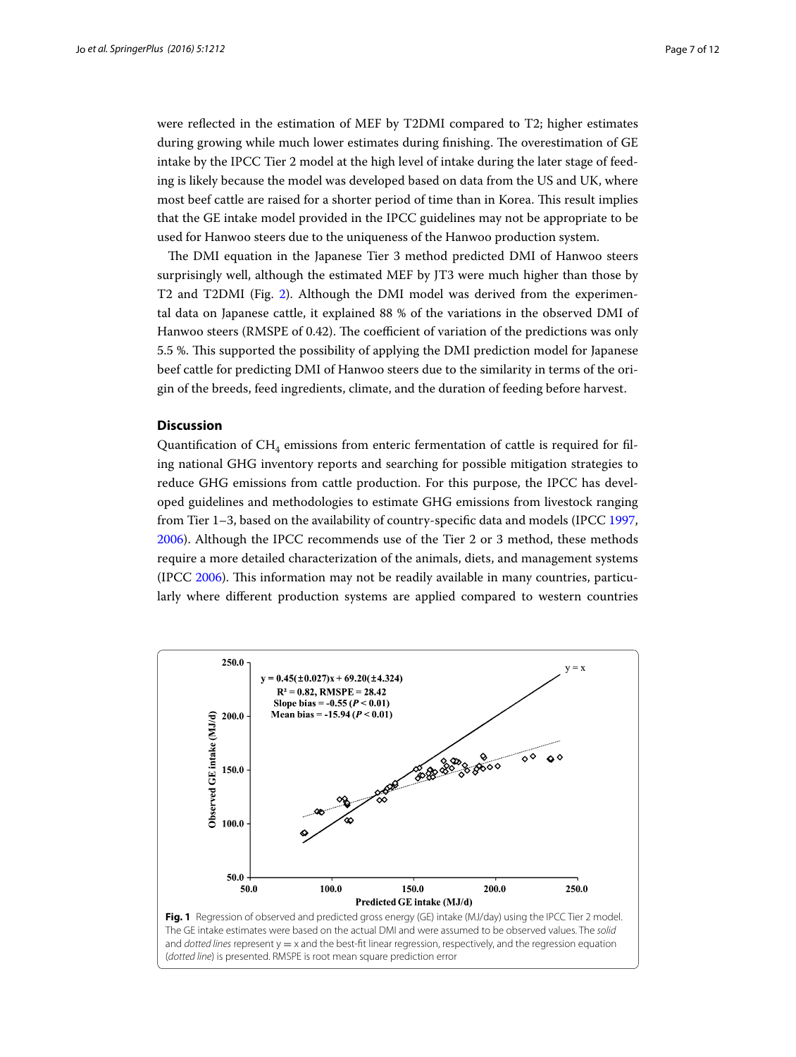were reflected in the estimation of MEF by T2DMI compared to T2; higher estimates during growing while much lower estimates during finishing. The overestimation of GE intake by the IPCC Tier 2 model at the high level of intake during the later stage of feeding is likely because the model was developed based on data from the US and UK, where most beef cattle are raised for a shorter period of time than in Korea. This result implies that the GE intake model provided in the IPCC guidelines may not be appropriate to be used for Hanwoo steers due to the uniqueness of the Hanwoo production system.

The DMI equation in the Japanese Tier 3 method predicted DMI of Hanwoo steers surprisingly well, although the estimated MEF by JT3 were much higher than those by T2 and T2DMI (Fig. 2). Although the DMI model was derived from the experimental data on Japanese cattle, it explained 88 % of the variations in the observed DMI of Hanwoo steers (RMSPE of 0.42). The coefficient of variation of the predictions was only 5.5 %. This supported the possibility of applying the DMI prediction model for Japanese beef cattle for predicting DMI of Hanwoo steers due to the similarity in terms of the origin of the breeds, feed ingredients, climate, and the duration of feeding before harvest.

## Discussion

Quantification of $CH_4$ emissions from enteric fermentation of cattle is required for filing national GHG inventory reports and searching for possible mitigation strategies to reduce GHG emissions from cattle production. For this purpose, the IPCC has developed guidelines and methodologies to estimate GHG emissions from livestock ranging from Tier 1–3, based on the availability of country-specific data and models (IPCC 1997, 2006). Although the IPCC recommends use of the Tier 2 or 3 method, these methods require a more detailed characterization of the animals, diets, and management systems (IPCC 2006). This information may not be readily available in many countries, particularly where different production systems are applied compared to western countries

**Fig. 1** Regression of observed and predicted gross energy (GE) intake (MJ/day) using the IPCC Tier 2 model. The GE intake estimates were based on the actual DMI and were assumed to be observed values. The *solid* and *dotted lines* represent y = x and the best-fit linear regression, respectively, and the regression equation (*dotted line*) is presented. RMSPE is root mean square prediction error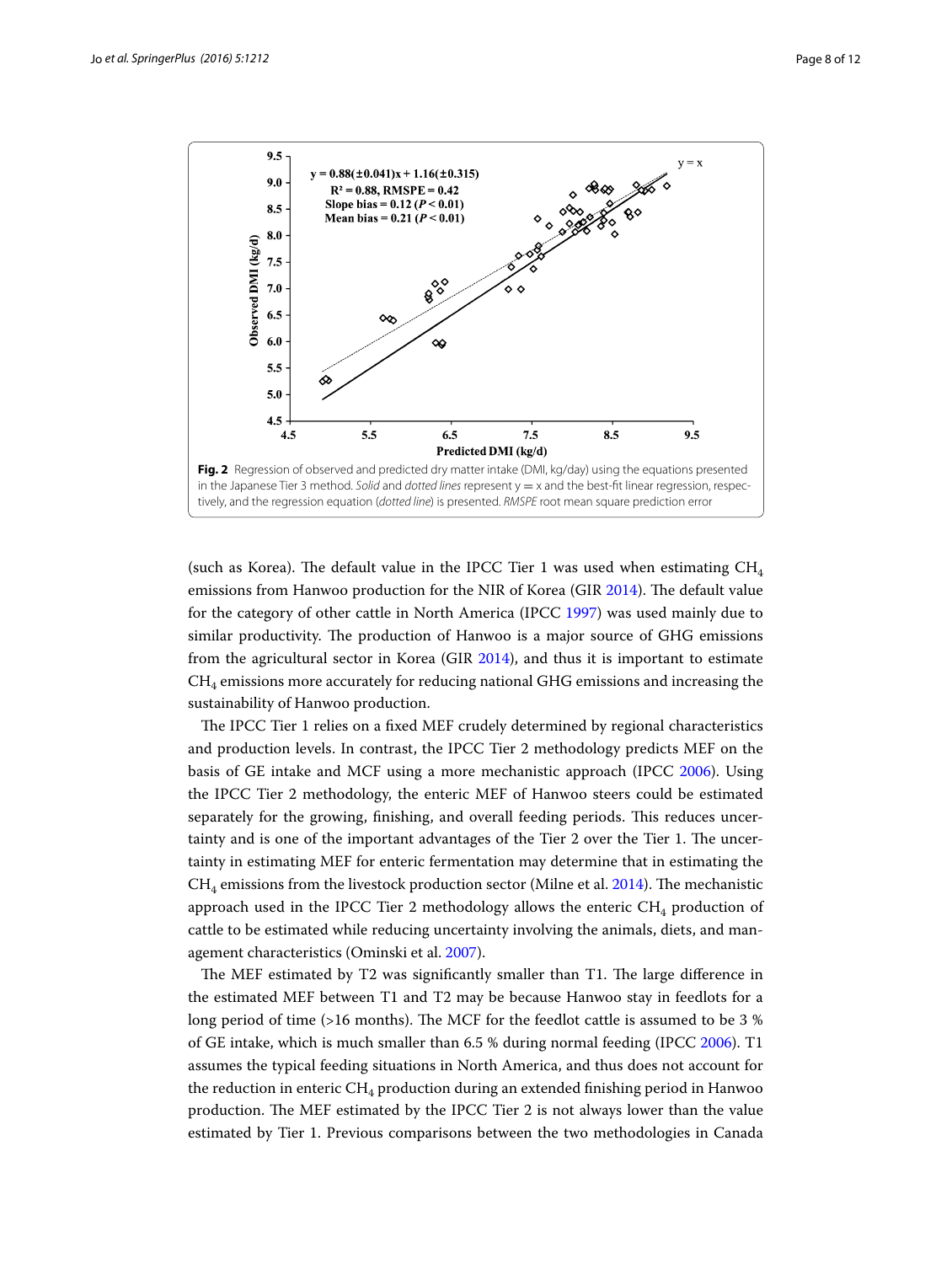**Fig. 2** Regression of observed and predicted dry matter intake (DMI, kg/day) using the equations presented in the Japanese Tier 3 method. *Solid* and *dotted lines* represent y = x and the best-fit linear regression, respectively, and the regression equation (*dotted line*) is presented. *RMSPE* root mean square prediction error

(such as Korea). The default value in the IPCC Tier 1 was used when estimating $CH_4$ emissions from Hanwoo production for the NIR of Korea (GIR 2014). The default value for the category of other cattle in North America (IPCC 1997) was used mainly due to similar productivity. The production of Hanwoo is a major source of GHG emissions from the agricultural sector in Korea (GIR 2014), and thus it is important to estimate $CH_4$ emissions more accurately for reducing national GHG emissions and increasing the sustainability of Hanwoo production.

The IPCC Tier 1 relies on a fixed MEF crudely determined by regional characteristics and production levels. In contrast, the IPCC Tier 2 methodology predicts MEF on the basis of GE intake and MCF using a more mechanistic approach (IPCC 2006). Using the IPCC Tier 2 methodology, the enteric MEF of Hanwoo steers could be estimated separately for the growing, finishing, and overall feeding periods. This reduces uncertainty and is one of the important advantages of the Tier 2 over the Tier 1. The uncertainty in estimating MEF for enteric fermentation may determine that in estimating the $CH_4$ emissions from the livestock production sector (Milne et al. 2014). The mechanistic approach used in the IPCC Tier 2 methodology allows the enteric $CH_4$ production of cattle to be estimated while reducing uncertainty involving the animals, diets, and management characteristics (Ominski et al. 2007).

The MEF estimated by T2 was significantly smaller than T1. The large difference in the estimated MEF between T1 and T2 may be because Hanwoo stay in feedlots for a long period of time (>16 months). The MCF for the feedlot cattle is assumed to be 3 % of GE intake, which is much smaller than 6.5 % during normal feeding (IPCC 2006). T1 assumes the typical feeding situations in North America, and thus does not account for the reduction in enteric $CH_4$ production during an extended finishing period in Hanwoo production. The MEF estimated by the IPCC Tier 2 is not always lower than the value estimated by Tier 1. Previous comparisons between the two methodologies in Canada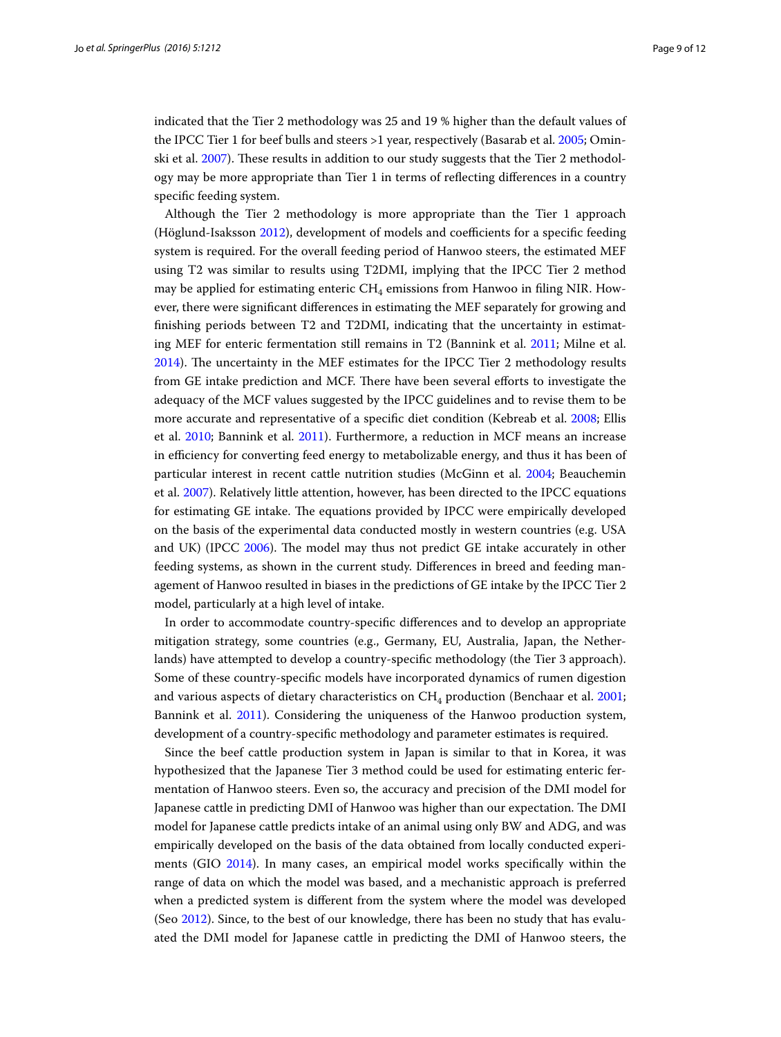indicated that the Tier 2 methodology was 25 and 19 % higher than the default values of the IPCC Tier 1 for beef bulls and steers >1 year, respectively (Basarab et al. 2005; Ominski et al. 2007). These results in addition to our study suggests that the Tier 2 methodology may be more appropriate than Tier 1 in terms of reflecting differences in a country specific feeding system.

Although the Tier 2 methodology is more appropriate than the Tier 1 approach (Höglund-Isaksson 2012), development of models and coefficients for a specific feeding system is required. For the overall feeding period of Hanwoo steers, the estimated MEF using T2 was similar to results using T2DMI, implying that the IPCC Tier 2 method may be applied for estimating enteric $CH_4$ emissions from Hanwoo in filing NIR. However, there were significant differences in estimating the MEF separately for growing and finishing periods between T2 and T2DMI, indicating that the uncertainty in estimating MEF for enteric fermentation still remains in T2 (Bannink et al. 2011; Milne et al. 2014). The uncertainty in the MEF estimates for the IPCC Tier 2 methodology results from GE intake prediction and MCF. There have been several efforts to investigate the adequacy of the MCF values suggested by the IPCC guidelines and to revise them to be more accurate and representative of a specific diet condition (Kebreab et al. 2008; Ellis et al. 2010; Bannink et al. 2011). Furthermore, a reduction in MCF means an increase in efficiency for converting feed energy to metabolizable energy, and thus it has been of particular interest in recent cattle nutrition studies (McGinn et al. 2004; Beauchemin et al. 2007). Relatively little attention, however, has been directed to the IPCC equations for estimating GE intake. The equations provided by IPCC were empirically developed on the basis of the experimental data conducted mostly in western countries (e.g. USA and UK) (IPCC 2006). The model may thus not predict GE intake accurately in other feeding systems, as shown in the current study. Differences in breed and feeding management of Hanwoo resulted in biases in the predictions of GE intake by the IPCC Tier 2 model, particularly at a high level of intake.

In order to accommodate country-specific differences and to develop an appropriate mitigation strategy, some countries (e.g., Germany, EU, Australia, Japan, the Netherlands) have attempted to develop a country-specific methodology (the Tier 3 approach). Some of these country-specific models have incorporated dynamics of rumen digestion and various aspects of dietary characteristics on $CH_4$ production (Benchaar et al. 2001; Bannink et al. 2011). Considering the uniqueness of the Hanwoo production system, development of a country-specific methodology and parameter estimates is required.

Since the beef cattle production system in Japan is similar to that in Korea, it was hypothesized that the Japanese Tier 3 method could be used for estimating enteric fermentation of Hanwoo steers. Even so, the accuracy and precision of the DMI model for Japanese cattle in predicting DMI of Hanwoo was higher than our expectation. The DMI model for Japanese cattle predicts intake of an animal using only BW and ADG, and was empirically developed on the basis of the data obtained from locally conducted experiments (GIO 2014). In many cases, an empirical model works specifically within the range of data on which the model was based, and a mechanistic approach is preferred when a predicted system is different from the system where the model was developed (Seo 2012). Since, to the best of our knowledge, there has been no study that has evaluated the DMI model for Japanese cattle in predicting the DMI of Hanwoo steers, the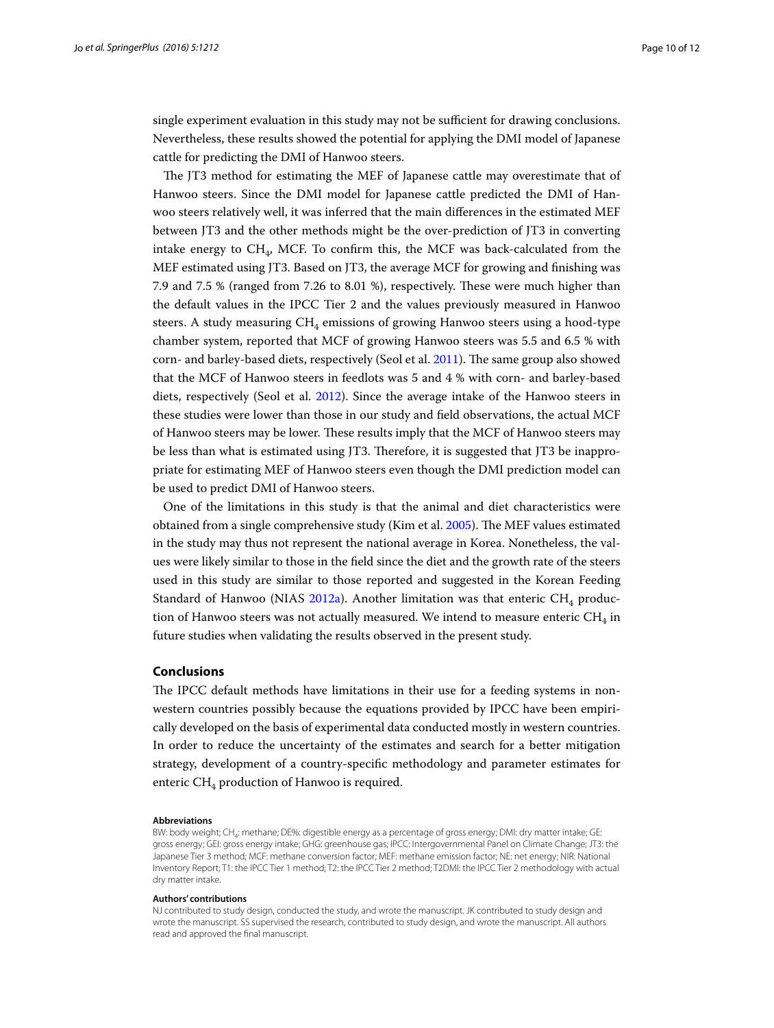single experiment evaluation in this study may not be sufficient for drawing conclusions. Nevertheless, these results showed the potential for applying the DMI model of Japanese cattle for predicting the DMI of Hanwoo steers.

The JT3 method for estimating the MEF of Japanese cattle may overestimate that of Hanwoo steers. Since the DMI model for Japanese cattle predicted the DMI of Hanwoo steers relatively well, it was inferred that the main differences in the estimated MEF between JT3 and the other methods might be the over-prediction of JT3 in converting intake energy to $CH_4$, MCF. To confirm this, the MCF was back-calculated from the MEF estimated using JT3. Based on JT3, the average MCF for growing and finishing was 7.9 and 7.5 % (ranged from 7.26 to 8.01 %), respectively. These were much higher than the default values in the IPCC Tier 2 and the values previously measured in Hanwoo steers. A study measuring $CH_4$ emissions of growing Hanwoo steers using a hood-type chamber system, reported that MCF of growing Hanwoo steers was 5.5 and 6.5 % with corn- and barley-based diets, respectively (Seol et al. 2011). The same group also showed that the MCF of Hanwoo steers in feedlots was 5 and 4 % with corn- and barley-based diets, respectively (Seol et al. 2012). Since the average intake of the Hanwoo steers in these studies were lower than those in our study and field observations, the actual MCF of Hanwoo steers may be lower. These results imply that the MCF of Hanwoo steers may be less than what is estimated using JT3. Therefore, it is suggested that JT3 be inappropriate for estimating MEF of Hanwoo steers even though the DMI prediction model can be used to predict DMI of Hanwoo steers.

One of the limitations in this study is that the animal and diet characteristics were obtained from a single comprehensive study (Kim et al. 2005). The MEF values estimated in the study may thus not represent the national average in Korea. Nonetheless, the values were likely similar to those in the field since the diet and the growth rate of the steers used in this study are similar to those reported and suggested in the Korean Feeding Standard of Hanwoo (NIAS 2012a). Another limitation was that enteric $CH_4$ production of Hanwoo steers was not actually measured. We intend to measure enteric $CH_4$ in future studies when validating the results observed in the present study.

## Conclusions

The IPCC default methods have limitations in their use for a feeding systems in non-western countries possibly because the equations provided by IPCC have been empirically developed on the basis of experimental data conducted mostly in western countries. In order to reduce the uncertainty of the estimates and search for a better mitigation strategy, development of a country-specific methodology and parameter estimates for enteric $CH_4$ production of Hanwoo is required.

#### Abbreviations

BW: body weight; $CH_4$: methane; DE%: digestible energy as a percentage of gross energy; DMI: dry matter intake; GE: gross energy; GEI: gross energy intake; GHG: greenhouse gas; IPCC: Intergovernmental Panel on Climate Change; JT3: the Japanese Tier 3 method; MCF: methane conversion factor; MEF: methane emission factor; NE: net energy; NIR: National Inventory Report; T1: the IPCC Tier 1 method; T2: the IPCC Tier 2 method; T2DMI: the IPCC Tier 2 methodology with actual dry matter intake.

#### Authors' contributions

NJ contributed to study design, conducted the study, and wrote the manuscript. JK contributed to study design and wrote the manuscript. SS supervised the research, contributed to study design, and wrote the manuscript. All authors read and approved the final manuscript.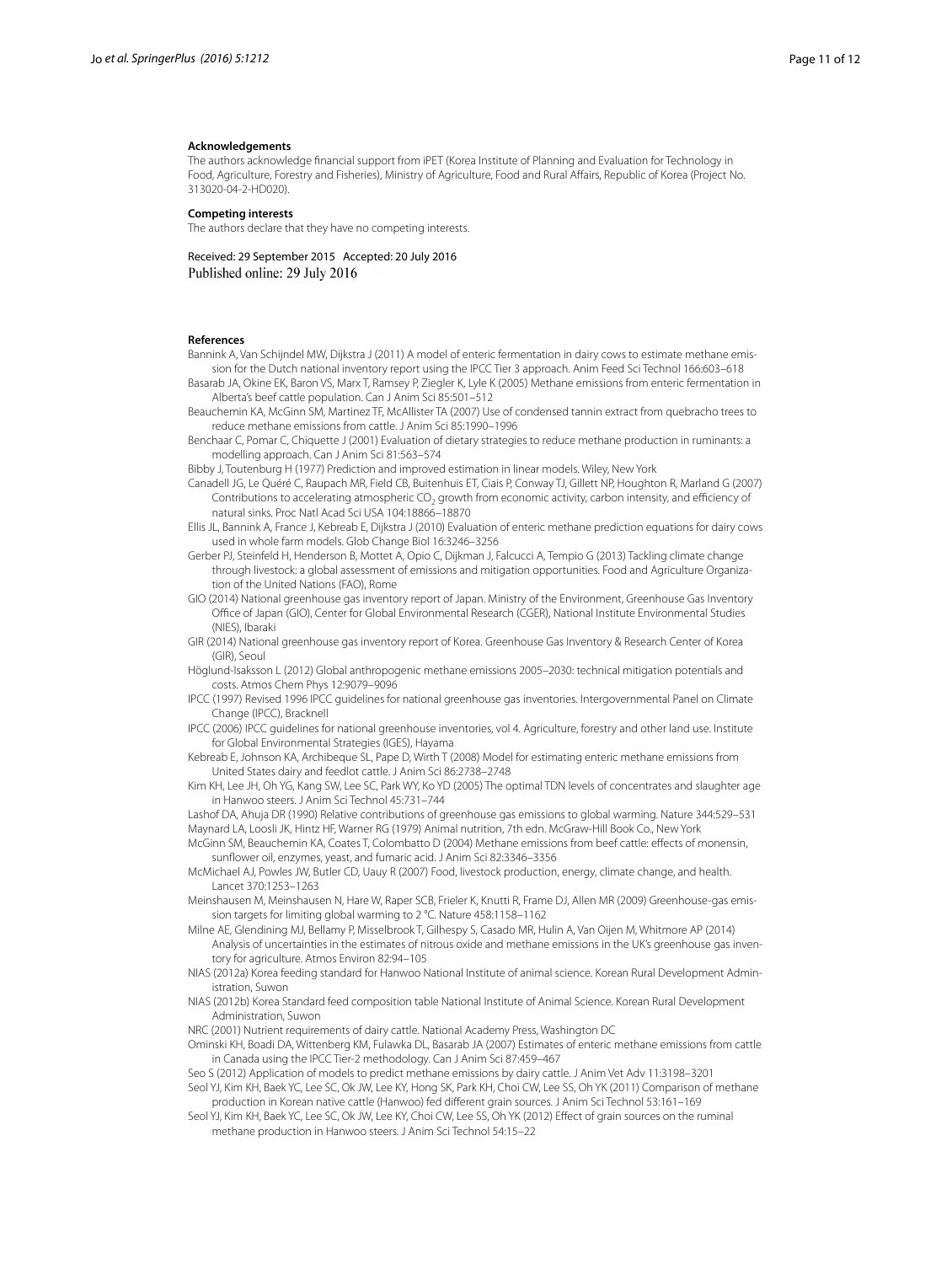**Acknowledgements**

The authors acknowledge financial support from iPET (Korea Institute of Planning and Evaluation for Technology in Food, Agriculture, Forestry and Fisheries), Ministry of Agriculture, Food and Rural Affairs, Republic of Korea (Project No. 313020-04-2-HD020).

**Competing interests**

The authors declare that they have no competing interests.

Received: 29 September 2015 Accepted: 20 July 2016
Published online: 29 July 2016

**References**

Bannink A, Van Schijndel MW, Dijkstra J (2011) A model of enteric fermentation in dairy cows to estimate methane emission for the Dutch national inventory report using the IPCC Tier 3 approach. Anim Feed Sci Technol 166:603–618

Basarab JA, Okine EK, Baron VS, Marx T, Ramsey P, Ziegler K, Lyle K (2005) Methane emissions from enteric fermentation in Alberta's beef cattle population. Can J Anim Sci 85:501–512

Beauchemin KA, McGinn SM, Martinez TF, McAllister TA (2007) Use of condensed tannin extract from quebracho trees to reduce methane emissions from cattle. J Anim Sci 85:1990–1996

Benchaar C, Pomar C, Chiquette J (2001) Evaluation of dietary strategies to reduce methane production in ruminants: a modelling approach. Can J Anim Sci 81:563–574

Bibby J, Toutenburg H (1977) Prediction and improved estimation in linear models. Wiley, New York

Canadell JG, Le Quéré C, Raupach MR, Field CB, Buitenhuis ET, Ciais P, Conway TJ, Gillett NP, Houghton R, Marland G (2007) Contributions to accelerating atmospheric $CO_2$ growth from economic activity, carbon intensity, and efficiency of natural sinks. Proc Natl Acad Sci USA 104:18866–18870

Ellis JL, Bannink A, France J, Kebreab E, Dijkstra J (2010) Evaluation of enteric methane prediction equations for dairy cows used in whole farm models. Glob Change Biol 16:3246–3256

Gerber PJ, Steinfeld H, Henderson B, Mottet A, Opio C, Dijkman J, Falcucci A, Tempio G (2013) Tackling climate change through livestock: a global assessment of emissions and mitigation opportunities. Food and Agriculture Organization of the United Nations (FAO), Rome

GIO (2014) National greenhouse gas inventory report of Japan. Ministry of the Environment, Greenhouse Gas Inventory Office of Japan (GIO), Center for Global Environmental Research (CGER), National Institute Environmental Studies (NIES), Ibaraki

GIR (2014) National greenhouse gas inventory report of Korea. Greenhouse Gas Inventory & Research Center of Korea (GIR), Seoul

Höglund-Isaksson L (2012) Global anthropogenic methane emissions 2005–2030: technical mitigation potentials and costs. Atmos Chem Phys 12:9079–9096

IPCC (1997) Revised 1996 IPCC guidelines for national greenhouse gas inventories. Intergovernmental Panel on Climate Change (IPCC), Bracknell

IPCC (2006) IPCC guidelines for national greenhouse inventories, vol 4. Agriculture, forestry and other land use. Institute for Global Environmental Strategies (IGES), Hayama

Kebreab E, Johnson KA, Archibeque SL, Pape D, Wirth T (2008) Model for estimating enteric methane emissions from United States dairy and feedlot cattle. J Anim Sci 86:2738–2748

Kim KH, Lee JH, Oh YG, Kang SW, Lee SC, Park WY, Ko YD (2005) The optimal TDN levels of concentrates and slaughter age in Hanwoo steers. J Anim Sci Technol 45:731–744

Lashof DA, Ahuja DR (1990) Relative contributions of greenhouse gas emissions to global warming. Nature 344:529–531

Maynard LA, Loosli JK, Hintz HF, Warner RG (1979) Animal nutrition, 7th edn. McGraw-Hill Book Co., New York

McGinn SM, Beauchemin KA, Coates T, Colombatto D (2004) Methane emissions from beef cattle: effects of monensin, sunflower oil, enzymes, yeast, and fumaric acid. J Anim Sci 82:3346–3356

McMichael AJ, Powles JW, Butler CD, Uauy R (2007) Food, livestock production, energy, climate change, and health. Lancet 370:1253–1263

Meinshausen M, Meinshausen N, Hare W, Raper SCB, Frieler K, Knutti R, Frame DJ, Allen MR (2009) Greenhouse-gas emission targets for limiting global warming to 2 °C. Nature 458:1158–1162

Milne AE, Glendining MJ, Bellamy P, Misselbrook T, Gilhespy S, Casado MR, Hulin A, Van Oijen M, Whitmore AP (2014) Analysis of uncertainties in the estimates of nitrous oxide and methane emissions in the UK's greenhouse gas inventory for agriculture. Atmos Environ 82:94–105

NIAS (2012a) Korea feeding standard for Hanwoo National Institute of animal science. Korean Rural Development Administration, Suwon

NIAS (2012b) Korea Standard feed composition table National Institute of Animal Science. Korean Rural Development Administration, Suwon

NRC (2001) Nutrient requirements of dairy cattle. National Academy Press, Washington DC

Ominski KH, Boadi DA, Wittenberg KM, Fulawka DL, Basarab JA (2007) Estimates of enteric methane emissions from cattle in Canada using the IPCC Tier-2 methodology. Can J Anim Sci 87:459–467

Seo S (2012) Application of models to predict methane emissions by dairy cattle. J Anim Vet Adv 11:3198–3201

Seol YJ, Kim KH, Baek YC, Lee SC, Ok JW, Lee KY, Hong SK, Park KH, Choi CW, Lee SS, Oh YK (2011) Comparison of methane production in Korean native cattle (Hanwoo) fed different grain sources. J Anim Sci Technol 53:161–169

Seol YJ, Kim KH, Baek YC, Lee SC, Ok JW, Lee KY, Choi CW, Lee SS, Oh YK (2012) Effect of grain sources on the ruminal methane production in Hanwoo steers. J Anim Sci Technol 54:15–22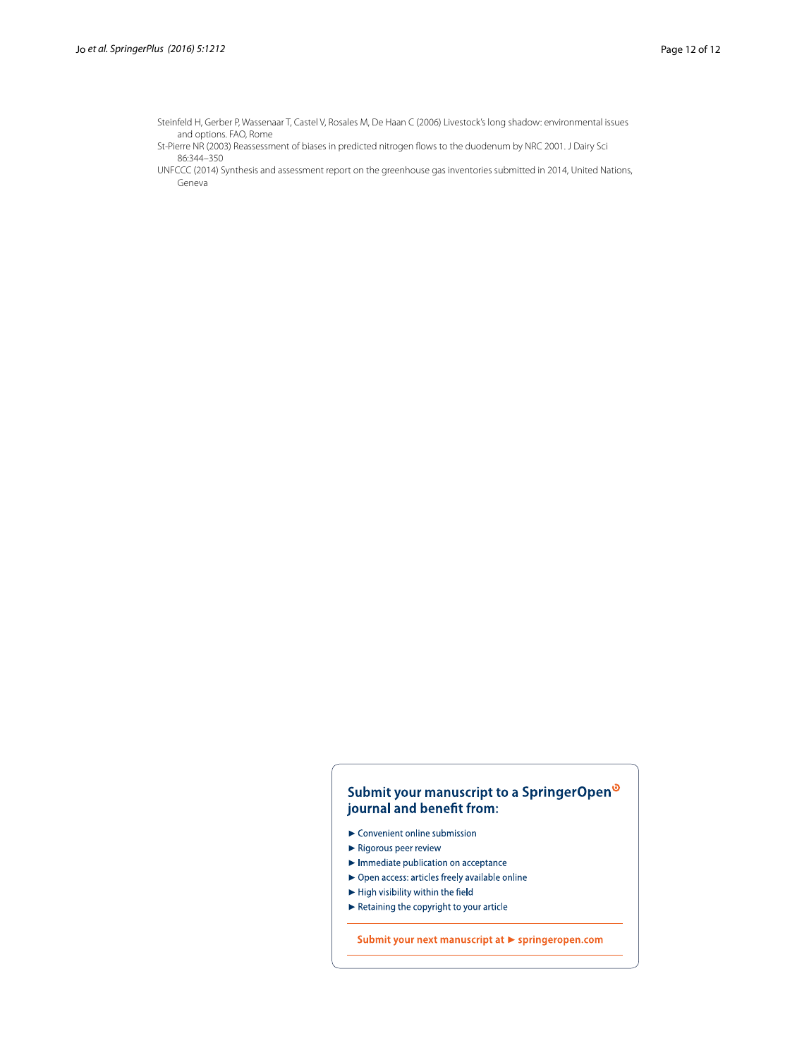Steinfeld H, Gerber P, Wassenaar T, Castel V, Rosales M, De Haan C (2006) Livestock's long shadow: environmental issues and options. FAO, Rome

St-Pierre NR (2003) Reassessment of biases in predicted nitrogen flows to the duodenum by NRC 2001. J Dairy Sci 86:344–350

UNFCCC (2014) Synthesis and assessment report on the greenhouse gas inventories submitted in 2014, United Nations, Geneva

**Submit your manuscript to a SpringerOpen journal and benefit from:**

- ► Convenient online submission
- ► Rigorous peer review
- ► Immediate publication on acceptance
- ► Open access: articles freely available online
- ► High visibility within the field
- ► Retaining the copyright to your article

**Submit your next manuscript at ► springeropen.com**